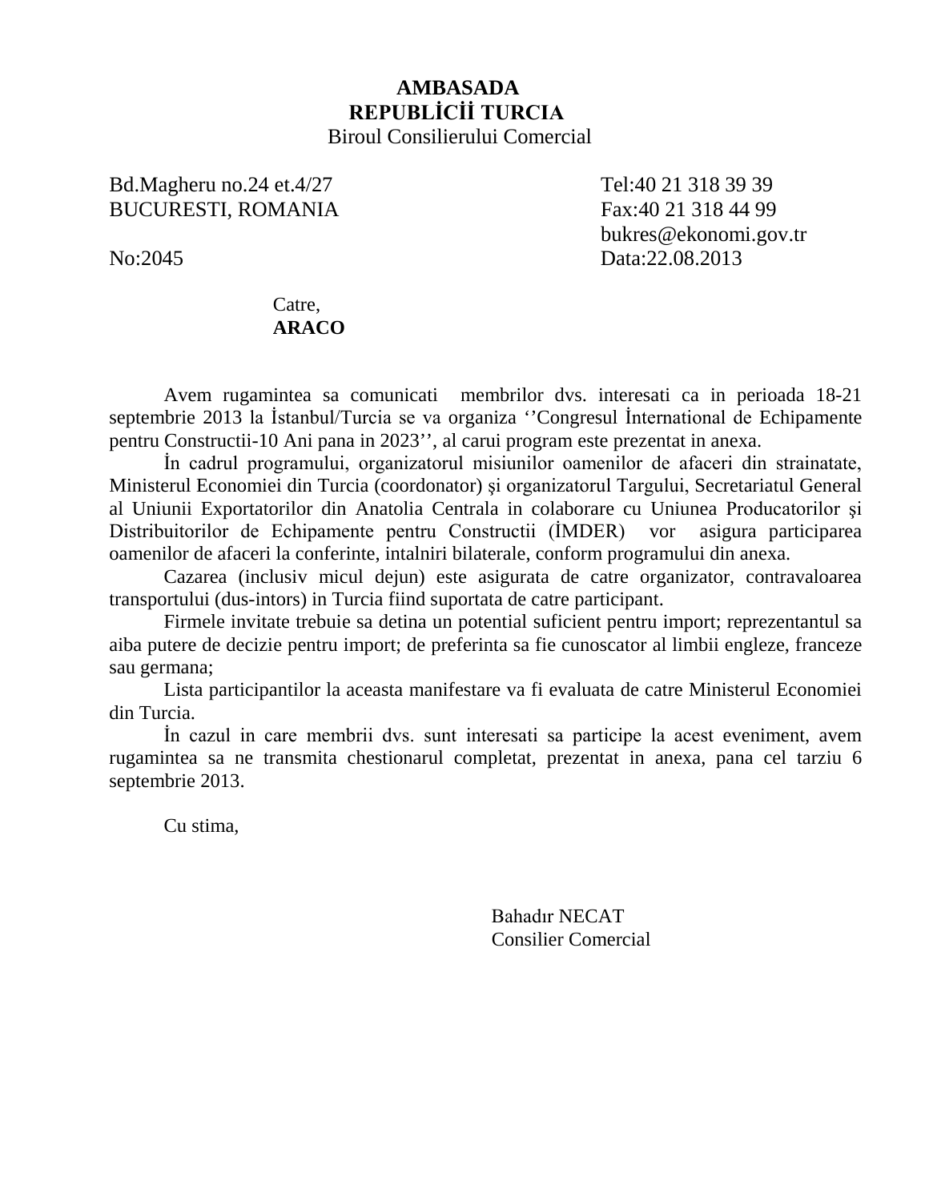**AMBASADA**
**REPUBLİCİİ TURCIA**
Biroul Consilierului Comercial

Bd.Magheru no.24 et.4/27
BUCURESTI, ROMANIA

Tel:40 21 318 39 39
Fax:40 21 318 44 99
bukres@ekonomi.gov.tr

No:2045

Data:22.08.2013

Catre,
**ARACO**

Avem rugamintea sa comunicati membrilor dvs. interesati ca in perioada 18-21 septembrie 2013 la İstanbul/Turcia se va organiza ‘’Congresul İnternational de Echipamente pentru Constructii-10 Ani pana in 2023’’, al carui program este prezentat in anexa.

İn cadrul programului, organizatorul misiunilor oamenilor de afaceri din strainatate, Ministerul Economiei din Turcia (coordonator) şi organizatorul Targului, Secretariatul General al Uniunii Exportatorilor din Anatolia Centrala in colaborare cu Uniunea Producatorilor şi Distribuitorilor de Echipamente pentru Constructii (İMDER) vor asigura participarea oamenilor de afaceri la conferinte, intalniri bilaterale, conform programului din anexa.

Cazarea (inclusiv micul dejun) este asigurata de catre organizator, contravaloarea transportului (dus-intors) in Turcia fiind suportata de catre participant.

Firmele invitate trebuie sa detina un potential suficient pentru import; reprezentantul sa aiba putere de decizie pentru import; de preferinta sa fie cunoscator al limbii engleze, franceze sau germana;

Lista participantilor la aceasta manifestare va fi evaluata de catre Ministerul Economiei din Turcia.

İn cazul in care membrii dvs. sunt interesati sa participe la acest eveniment, avem rugamintea sa ne transmita chestionarul completat, prezentat in anexa, pana cel tarziu 6 septembrie 2013.

Cu stima,

Bahadır NECAT
Consilier Comercial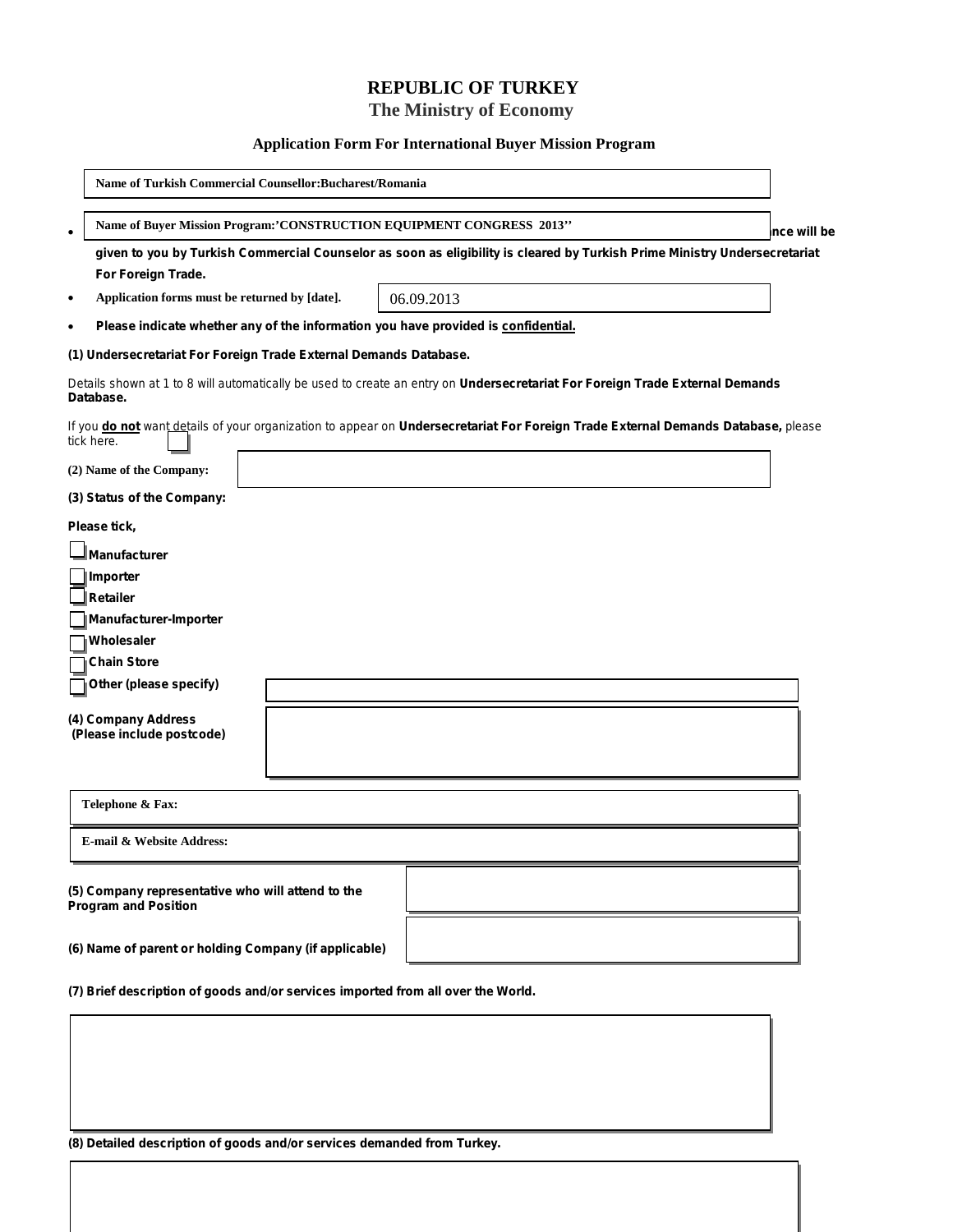# REPUBLIC OF TURKEY

## The Ministry of Economy

### Application Form For International Buyer Mission Program

**Name of Turkish Commercial Counsellor:Bucharest/Romania**

- **Name of Buyer Mission Program:'CONSTRUCTION EQUIPMENT CONGRESS 2013''** ...nce will be given to you by Turkish Commercial Counselor as soon as eligibility is cleared by Turkish Prime Ministry Undersecretariat For Foreign Trade.
- **Application forms must be returned by [date].** 06.09.2013
- **Please indicate whether any of the information you have provided is confidential.**

**(1) Undersecretariat For Foreign Trade External Demands Database.**

Details shown at 1 to 8 will automatically be used to create an entry on **Undersecretariat For Foreign Trade External Demands Database.**

If you **do not** want details of your organization to appear on **Undersecretariat For Foreign Trade External Demands Database,** please tick here. ☐

**(2) Name of the Company:**

**(3) Status of the Company:**

**Please tick,**

- ☐ **Manufacturer**
- ☐ **Importer**
- ☐ **Retailer**
- ☐ **Manufacturer-Importer**
- ☐ **Wholesaler**
- ☐ **Chain Store**
- ☐ **Other (please specify)**

**(4) Company Address (Please include postcode)**

**Telephone & Fax:**

**E-mail & Website Address:**

**(5) Company representative who will attend to the Program and Position**

**(6) Name of parent or holding Company (if applicable)**

**(7) Brief description of goods and/or services imported from all over the World.**

**(8) Detailed description of goods and/or services demanded from Turkey.**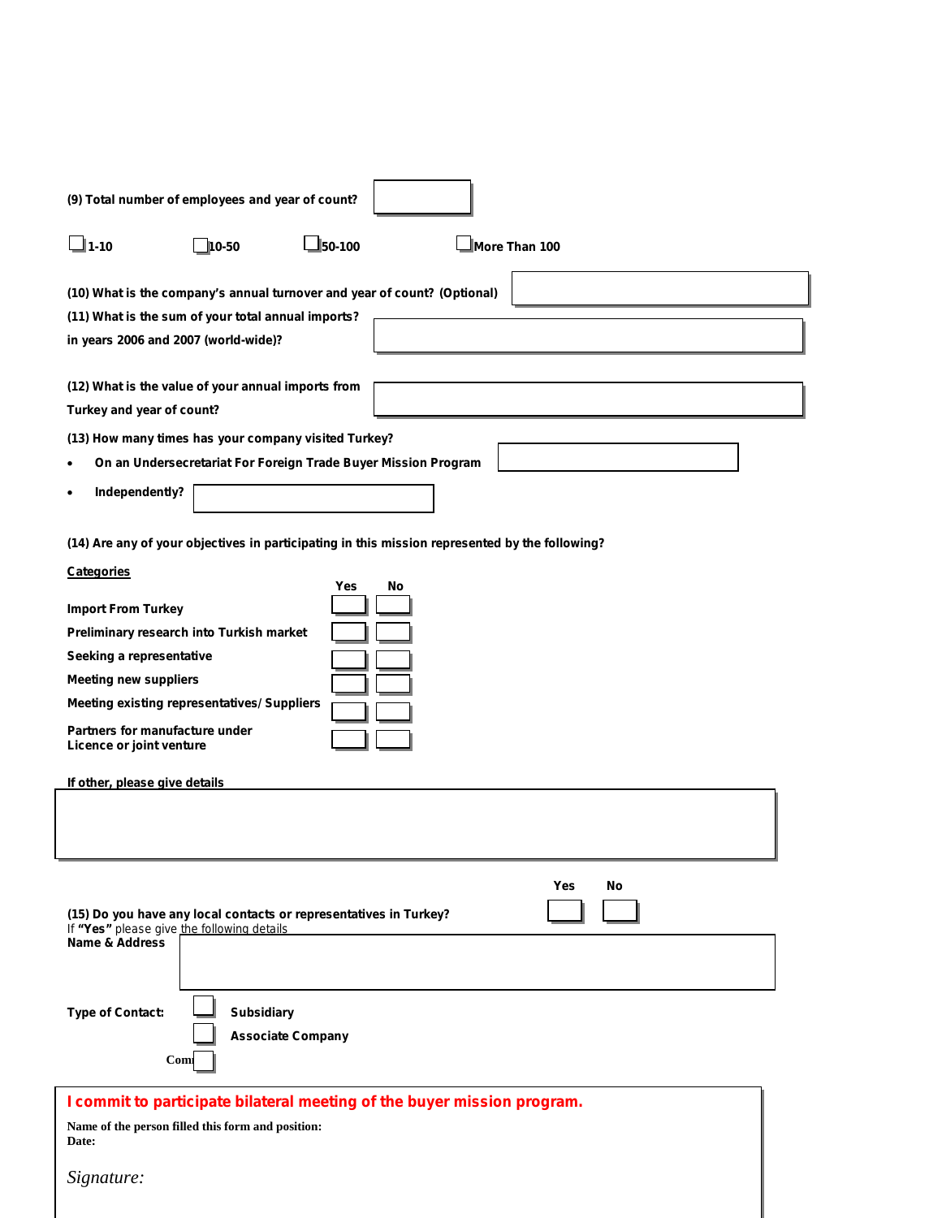**(9) Total number of employees and year of count?**

☐ **1-10** ☐ **10-50** ☐ **50-100** ☐ **More Than 100**

**(10) What is the company's annual turnover and year of count? (Optional)**

**(11) What is the sum of your total annual imports?**
**in years 2006 and 2007 (world-wide)?**

**(12) What is the value of your annual imports from**
**Turkey and year of count?**

**(13) How many times has your company visited Turkey?**

- **On an Undersecretariat For Foreign Trade Buyer Mission Program**
- **Independently?**

**(14) Are any of your objectives in participating in this mission represented by the following?**

**Categories**

| | Yes | No |
|---|---|---|
| **Import From Turkey** | ☐ | ☐ |
| **Preliminary research into Turkish market** | ☐ | ☐ |
| **Seeking a representative** | ☐ | ☐ |
| **Meeting new suppliers** | ☐ | ☐ |
| **Meeting existing representatives/ Suppliers** | ☐ | ☐ |
| **Partners for manufacture under Licence or joint venture** | ☐ | ☐ |

**If other, please give details**

| | Yes | No |
|---|---|---|
| **(15) Do you have any local contacts or representatives in Turkey?** | ☐ | ☐ |

If **"Yes"** please give the following details

**Name & Address**

**Type of Contact:** ☐ **Subsidiary**

☐ **Associate Company**

**Com** ☐

**I commit to participate bilateral meeting of the buyer mission program.**

**Name of the person filled this form and position:**
**Date:**

*Signature:*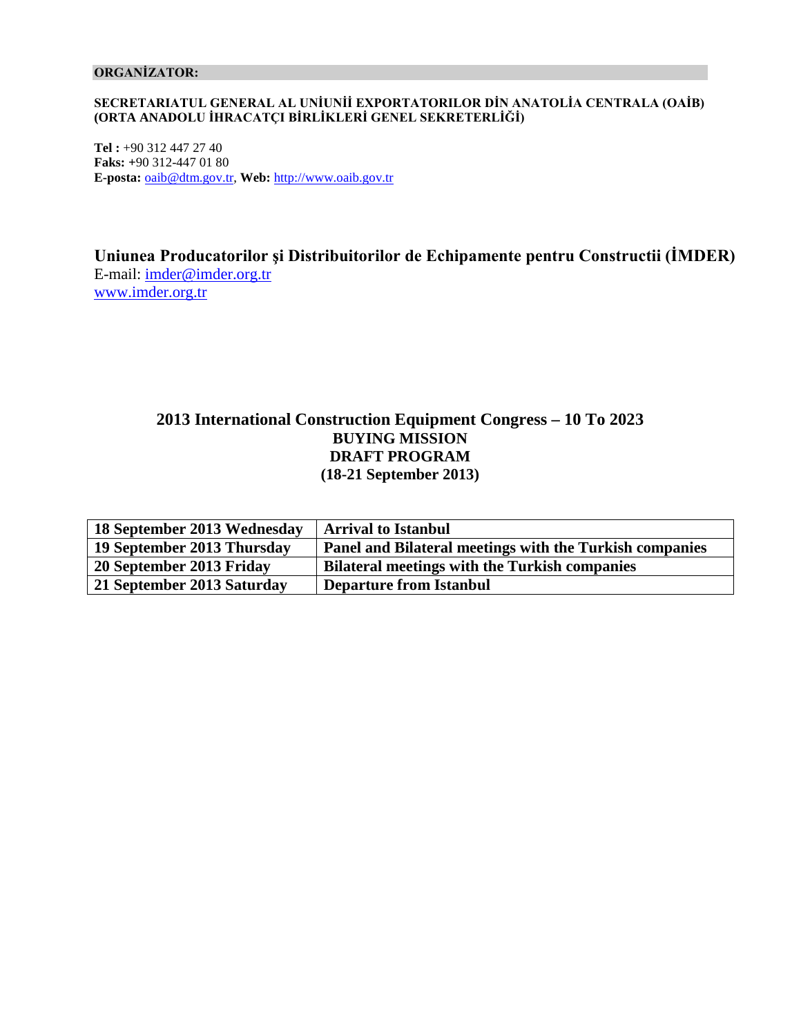**ORGANİZATOR:**

**SECRETARIATUL GENERAL AL UNİUNİİ EXPORTATORILOR DİN ANATOLİA CENTRALA (OAİB) (ORTA ANADOLU İHRACATÇI BİRLİKLERİ GENEL SEKRETERLİĞİ)**

**Tel :** +90 312 447 27 40
**Faks:** +90 312-447 01 80
**E-posta:** oaib@dtm.gov.tr, **Web:** http://www.oaib.gov.tr

**Uniunea Producatorilor şi Distribuitorilor de Echipamente pentru Constructii (İMDER)**
E-mail: imder@imder.org.tr
www.imder.org.tr

## 2013 International Construction Equipment Congress – 10 To 2023
## BUYING MISSION
## DRAFT PROGRAM
## (18-21 September 2013)

| | |
|---|---|
| **18 September 2013 Wednesday** | **Arrival to Istanbul** |
| **19 September 2013 Thursday** | **Panel and Bilateral meetings with the Turkish companies** |
| **20 September 2013 Friday** | **Bilateral meetings with the Turkish companies** |
| **21 September 2013 Saturday** | **Departure from Istanbul** |